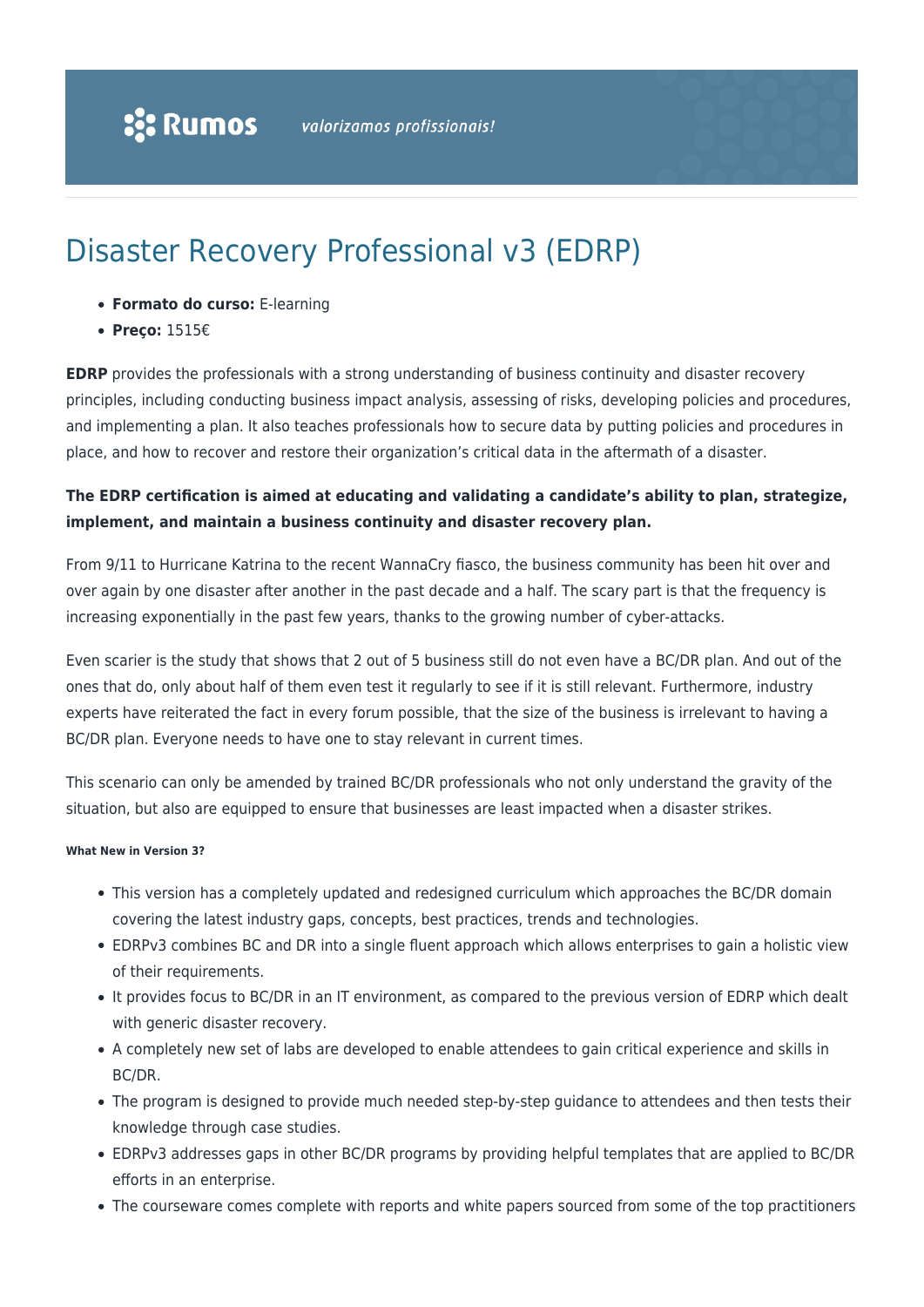# Disaster Recovery Professional v3 (EDRP)

- **Formato do curso:** E-learning
- **Preço:** 1515€

**EDRP** provides the professionals with a strong understanding of business continuity and disaster recovery principles, including conducting business impact analysis, assessing of risks, developing policies and procedures, and implementing a plan. It also teaches professionals how to secure data by putting policies and procedures in place, and how to recover and restore their organization's critical data in the aftermath of a disaster.

**The EDRP certification is aimed at educating and validating a candidate's ability to plan, strategize, implement, and maintain a business continuity and disaster recovery plan.**

From 9/11 to Hurricane Katrina to the recent WannaCry fiasco, the business community has been hit over and over again by one disaster after another in the past decade and a half. The scary part is that the frequency is increasing exponentially in the past few years, thanks to the growing number of cyber-attacks.

Even scarier is the study that shows that 2 out of 5 business still do not even have a BC/DR plan. And out of the ones that do, only about half of them even test it regularly to see if it is still relevant. Furthermore, industry experts have reiterated the fact in every forum possible, that the size of the business is irrelevant to having a BC/DR plan. Everyone needs to have one to stay relevant in current times.

This scenario can only be amended by trained BC/DR professionals who not only understand the gravity of the situation, but also are equipped to ensure that businesses are least impacted when a disaster strikes.

###### What New in Version 3?

- This version has a completely updated and redesigned curriculum which approaches the BC/DR domain covering the latest industry gaps, concepts, best practices, trends and technologies.
- EDRPv3 combines BC and DR into a single fluent approach which allows enterprises to gain a holistic view of their requirements.
- It provides focus to BC/DR in an IT environment, as compared to the previous version of EDRP which dealt with generic disaster recovery.
- A completely new set of labs are developed to enable attendees to gain critical experience and skills in BC/DR.
- The program is designed to provide much needed step-by-step guidance to attendees and then tests their knowledge through case studies.
- EDRPv3 addresses gaps in other BC/DR programs by providing helpful templates that are applied to BC/DR efforts in an enterprise.
- The courseware comes complete with reports and white papers sourced from some of the top practitioners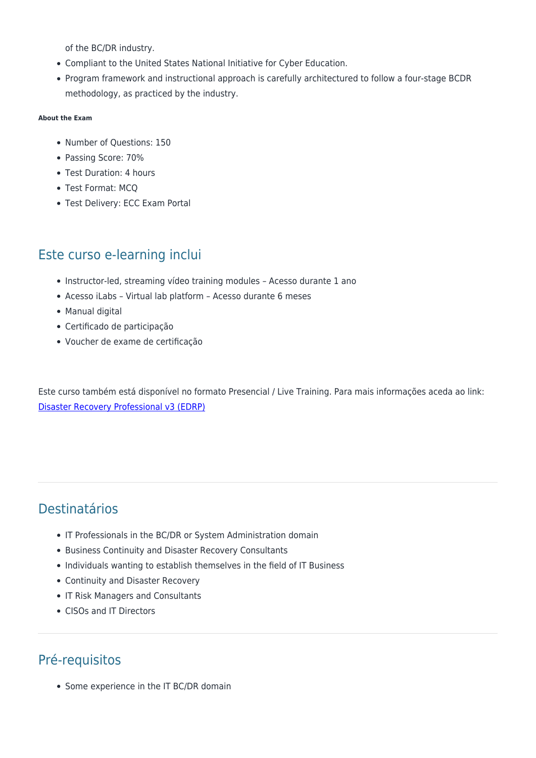of the BC/DR industry.
- Compliant to the United States National Initiative for Cyber Education.
- Program framework and instructional approach is carefully architectured to follow a four-stage BCDR methodology, as practiced by the industry.

###### About the Exam

- Number of Questions: 150
- Passing Score: 70%
- Test Duration: 4 hours
- Test Format: MCQ
- Test Delivery: ECC Exam Portal

## Este curso e-learning inclui

- Instructor-led, streaming vídeo training modules – Acesso durante 1 ano
- Acesso iLabs – Virtual lab platform – Acesso durante 6 meses
- Manual digital
- Certificado de participação
- Voucher de exame de certificação

Este curso também está disponível no formato Presencial / Live Training. Para mais informações aceda ao link: [Disaster Recovery Professional v3 (EDRP)]()

---

## Destinatários

- IT Professionals in the BC/DR or System Administration domain
- Business Continuity and Disaster Recovery Consultants
- Individuals wanting to establish themselves in the field of IT Business
- Continuity and Disaster Recovery
- IT Risk Managers and Consultants
- CISOs and IT Directors

---

## Pré-requisitos

- Some experience in the IT BC/DR domain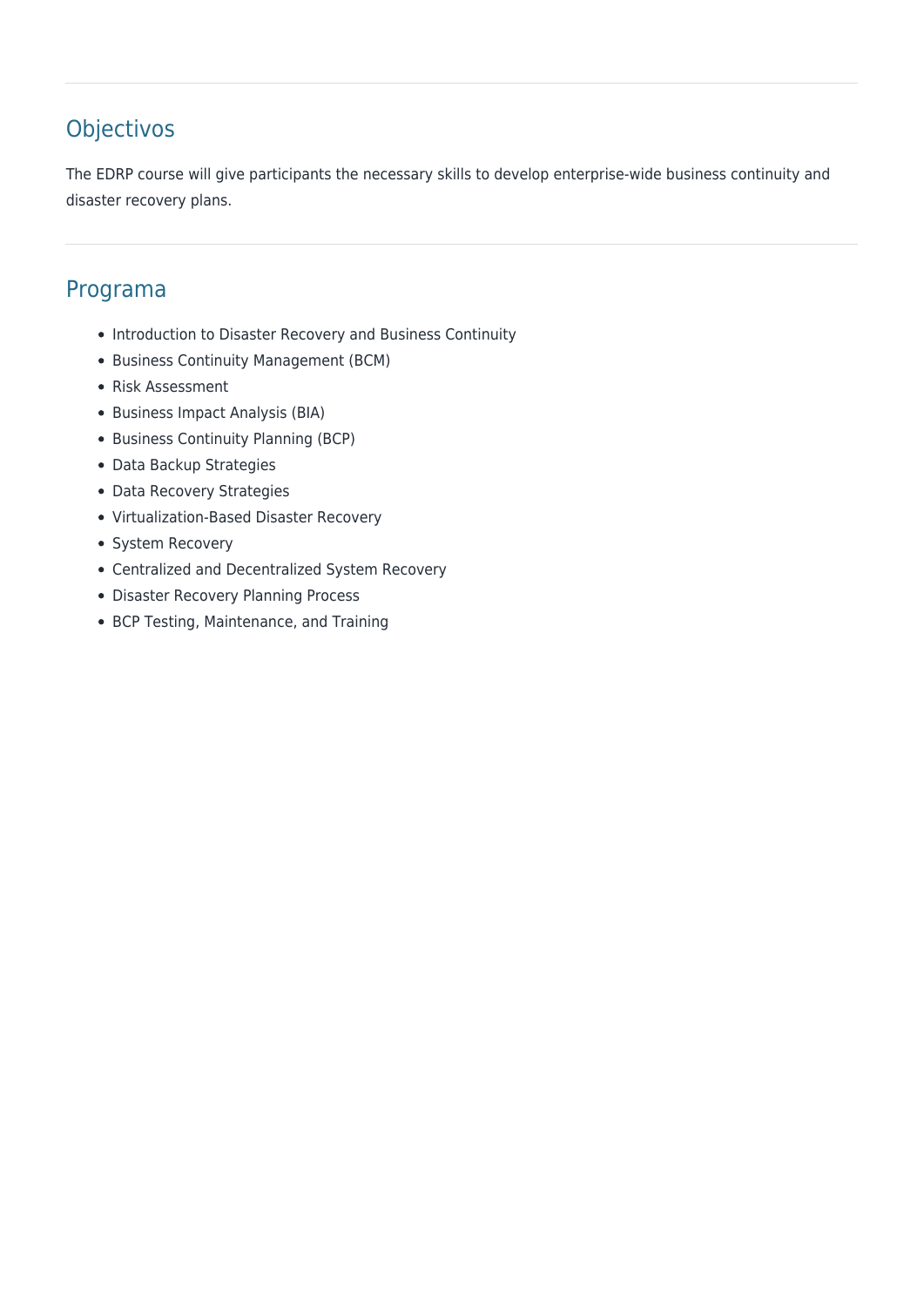## Objectivos

The EDRP course will give participants the necessary skills to develop enterprise-wide business continuity and disaster recovery plans.

## Programa

- Introduction to Disaster Recovery and Business Continuity
- Business Continuity Management (BCM)
- Risk Assessment
- Business Impact Analysis (BIA)
- Business Continuity Planning (BCP)
- Data Backup Strategies
- Data Recovery Strategies
- Virtualization-Based Disaster Recovery
- System Recovery
- Centralized and Decentralized System Recovery
- Disaster Recovery Planning Process
- BCP Testing, Maintenance, and Training